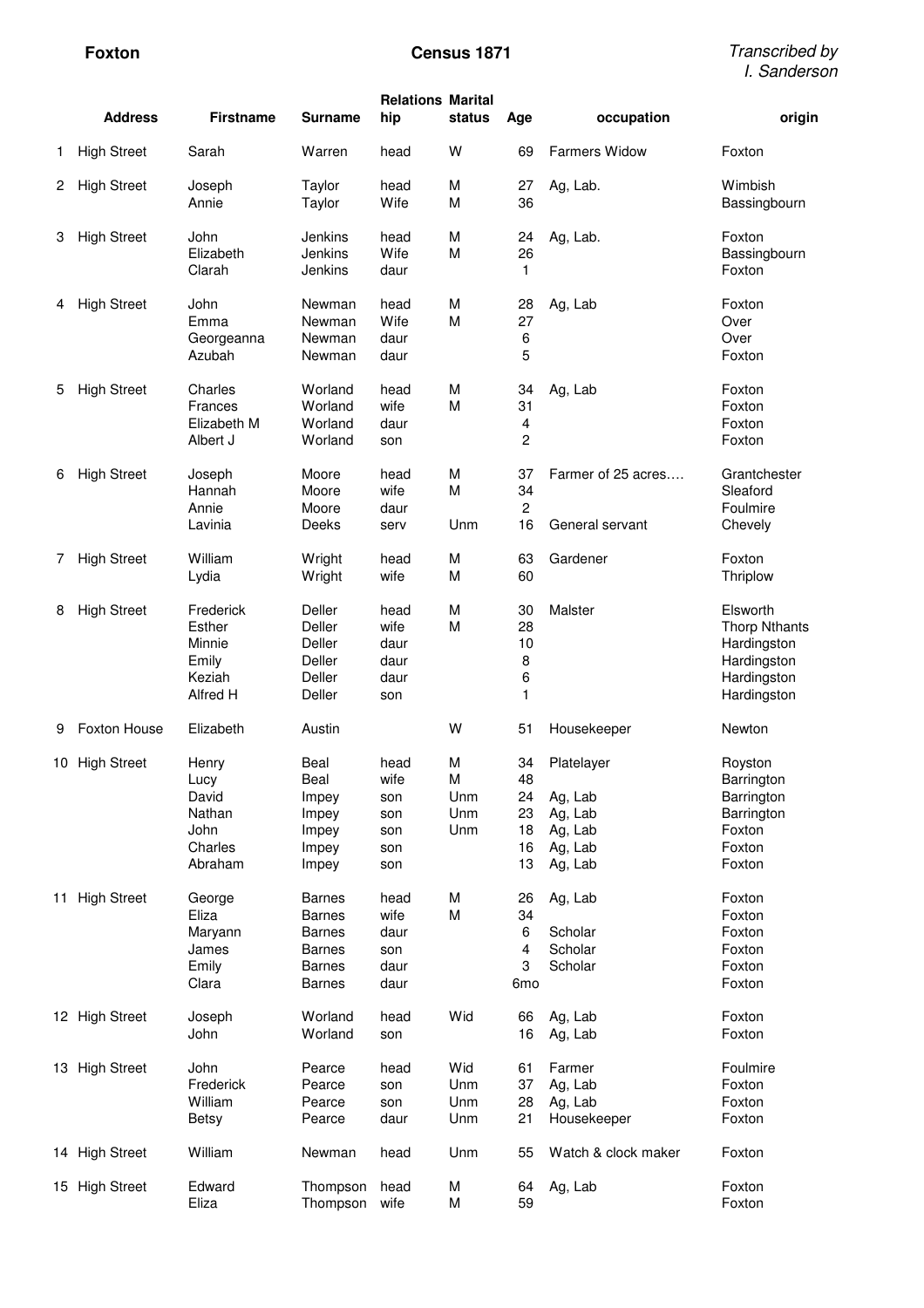**Foxton** **Census 1871** *Transcribed by I. Sanderson*

| | Address | Firstname | Surname | Relationship | Marital status | Age | occupation | origin |
|---|---|---|---|---|---|---|---|---|
| 1 | High Street | Sarah | Warren | head | W | 69 | Farmers Widow | Foxton |
| 2 | High Street | Joseph | Taylor | head | M | 27 | Ag, Lab. | Wimbish |
| | | Annie | Taylor | Wife | M | 36 | | Bassingbourn |
| 3 | High Street | John | Jenkins | head | M | 24 | Ag, Lab. | Foxton |
| | | Elizabeth | Jenkins | Wife | M | 26 | | Bassingbourn |
| | | Clarah | Jenkins | daur | | 1 | | Foxton |
| 4 | High Street | John | Newman | head | M | 28 | Ag, Lab | Foxton |
| | | Emma | Newman | Wife | M | 27 | | Over |
| | | Georgeanna | Newman | daur | | 6 | | Over |
| | | Azubah | Newman | daur | | 5 | | Foxton |
| 5 | High Street | Charles | Worland | head | M | 34 | Ag, Lab | Foxton |
| | | Frances | Worland | wife | M | 31 | | Foxton |
| | | Elizabeth M | Worland | daur | | 4 | | Foxton |
| | | Albert J | Worland | son | | 2 | | Foxton |
| 6 | High Street | Joseph | Moore | head | M | 37 | Farmer of 25 acres…. | Grantchester |
| | | Hannah | Moore | wife | M | 34 | | Sleaford |
| | | Annie | Moore | daur | | 2 | | Foulmire |
| | | Lavinia | Deeks | serv | Unm | 16 | General servant | Chevely |
| 7 | High Street | William | Wright | head | M | 63 | Gardener | Foxton |
| | | Lydia | Wright | wife | M | 60 | | Thriplow |
| 8 | High Street | Frederick | Deller | head | M | 30 | Malster | Elsworth |
| | | Esther | Deller | wife | M | 28 | | Thorp Nthants |
| | | Minnie | Deller | daur | | 10 | | Hardingston |
| | | Emily | Deller | daur | | 8 | | Hardingston |
| | | Keziah | Deller | daur | | 6 | | Hardingston |
| | | Alfred H | Deller | son | | 1 | | Hardingston |
| 9 | Foxton House | Elizabeth | Austin | | W | 51 | Housekeeper | Newton |
| 10 | High Street | Henry | Beal | head | M | 34 | Platelayer | Royston |
| | | Lucy | Beal | wife | M | 48 | | Barrington |
| | | David | Impey | son | Unm | 24 | Ag, Lab | Barrington |
| | | Nathan | Impey | son | Unm | 23 | Ag, Lab | Barrington |
| | | John | Impey | son | Unm | 18 | Ag, Lab | Foxton |
| | | Charles | Impey | son | | 16 | Ag, Lab | Foxton |
| | | Abraham | Impey | son | | 13 | Ag, Lab | Foxton |
| 11 | High Street | George | Barnes | head | M | 26 | Ag, Lab | Foxton |
| | | Eliza | Barnes | wife | M | 34 | | Foxton |
| | | Maryann | Barnes | daur | | 6 | Scholar | Foxton |
| | | James | Barnes | son | | 4 | Scholar | Foxton |
| | | Emily | Barnes | daur | | 3 | Scholar | Foxton |
| | | Clara | Barnes | daur | | 6mo | | Foxton |
| 12 | High Street | Joseph | Worland | head | Wid | 66 | Ag, Lab | Foxton |
| | | John | Worland | son | | 16 | Ag, Lab | Foxton |
| 13 | High Street | John | Pearce | head | Wid | 61 | Farmer | Foulmire |
| | | Frederick | Pearce | son | Unm | 37 | Ag, Lab | Foxton |
| | | William | Pearce | son | Unm | 28 | Ag, Lab | Foxton |
| | | Betsy | Pearce | daur | Unm | 21 | Housekeeper | Foxton |
| 14 | High Street | William | Newman | head | Unm | 55 | Watch & clock maker | Foxton |
| 15 | High Street | Edward | Thompson | head | M | 64 | Ag, Lab | Foxton |
| | | Eliza | Thompson | wife | M | 59 | | Foxton |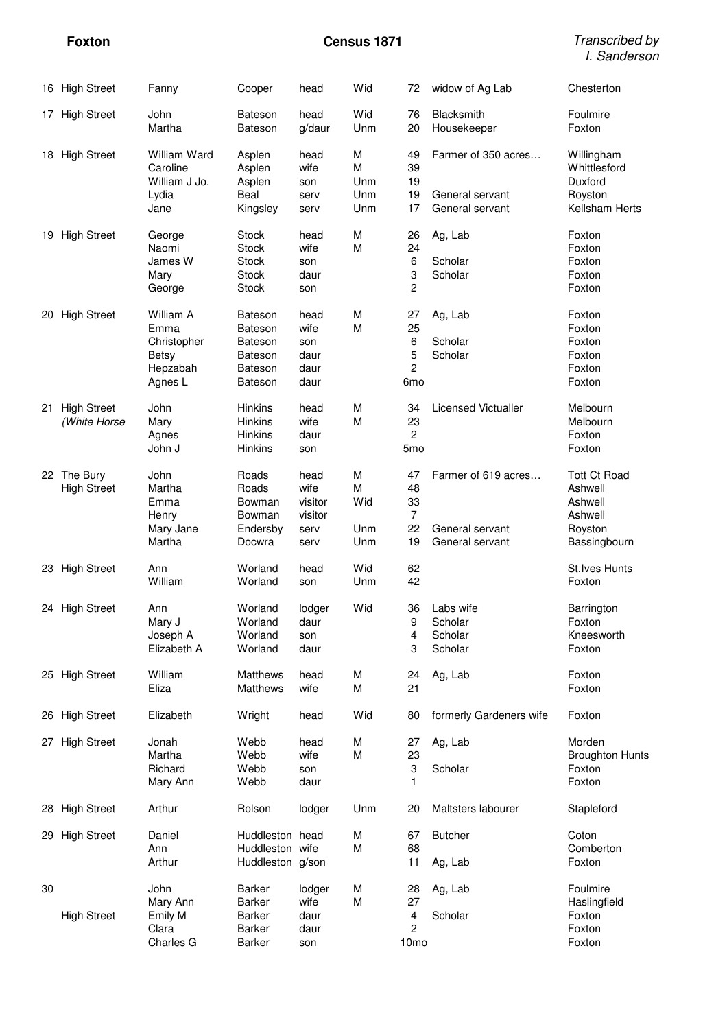**Foxton** **Census 1871** *Transcribed by I. Sanderson*

| No. | Address | Forename | Surname | Relation | Status | Age | Occupation | Birthplace |
|---|---|---|---|---|---|---|---|---|
| 16 | High Street | Fanny | Cooper | head | Wid | 72 | widow of Ag Lab | Chesterton |
| 17 | High Street | John | Bateson | head | Wid | 76 | Blacksmith | Foulmire |
| | | Martha | Bateson | g/daur | Unm | 20 | Housekeeper | Foxton |
| 18 | High Street | William Ward | Asplen | head | M | 49 | Farmer of 350 acres… | Willingham |
| | | Caroline | Asplen | wife | M | 39 | | Whittlesford |
| | | William J Jo. | Asplen | son | Unm | 19 | | Duxford |
| | | Lydia | Beal | serv | Unm | 19 | General servant | Royston |
| | | Jane | Kingsley | serv | Unm | 17 | General servant | Kellsham Herts |
| 19 | High Street | George | Stock | head | M | 26 | Ag, Lab | Foxton |
| | | Naomi | Stock | wife | M | 24 | | Foxton |
| | | James W | Stock | son | | 6 | Scholar | Foxton |
| | | Mary | Stock | daur | | 3 | Scholar | Foxton |
| | | George | Stock | son | | 2 | | Foxton |
| 20 | High Street | William A | Bateson | head | M | 27 | Ag, Lab | Foxton |
| | | Emma | Bateson | wife | M | 25 | | Foxton |
| | | Christopher | Bateson | son | | 6 | Scholar | Foxton |
| | | Betsy | Bateson | daur | | 5 | Scholar | Foxton |
| | | Hepzabah | Bateson | daur | | 2 | | Foxton |
| | | Agnes L | Bateson | daur | | 6mo | | Foxton |
| 21 | High Street *(White Horse* | John | Hinkins | head | M | 34 | Licensed Victualler | Melbourn |
| | | Mary | Hinkins | wife | M | 23 | | Melbourn |
| | | Agnes | Hinkins | daur | | 2 | | Foxton |
| | | John J | Hinkins | son | | 5mo | | Foxton |
| 22 | The Bury High Street | John | Roads | head | M | 47 | Farmer of 619 acres… | Tott Ct Road |
| | | Martha | Roads | wife | M | 48 | | Ashwell |
| | | Emma | Bowman | visitor | Wid | 33 | | Ashwell |
| | | Henry | Bowman | visitor | | 7 | | Ashwell |
| | | Mary Jane | Endersby | serv | Unm | 22 | General servant | Royston |
| | | Martha | Docwra | serv | Unm | 19 | General servant | Bassingbourn |
| 23 | High Street | Ann | Worland | head | Wid | 62 | | St.Ives Hunts |
| | | William | Worland | son | Unm | 42 | | Foxton |
| 24 | High Street | Ann | Worland | lodger | Wid | 36 | Labs wife | Barrington |
| | | Mary J | Worland | daur | | 9 | Scholar | Foxton |
| | | Joseph A | Worland | son | | 4 | Scholar | Kneesworth |
| | | Elizabeth A | Worland | daur | | 3 | Scholar | Foxton |
| 25 | High Street | William | Matthews | head | M | 24 | Ag, Lab | Foxton |
| | | Eliza | Matthews | wife | M | 21 | | Foxton |
| 26 | High Street | Elizabeth | Wright | head | Wid | 80 | formerly Gardeners wife | Foxton |
| 27 | High Street | Jonah | Webb | head | M | 27 | Ag, Lab | Morden |
| | | Martha | Webb | wife | M | 23 | | Broughton Hunts |
| | | Richard | Webb | son | | 3 | Scholar | Foxton |
| | | Mary Ann | Webb | daur | | 1 | | Foxton |
| 28 | High Street | Arthur | Rolson | lodger | Unm | 20 | Maltsters labourer | Stapleford |
| 29 | High Street | Daniel | Huddleston | head | M | 67 | Butcher | Coton |
| | | Ann | Huddleston | wife | M | 68 | | Comberton |
| | | Arthur | Huddleston | g/son | | 11 | Ag, Lab | Foxton |
| 30 | | John | Barker | lodger | M | 28 | Ag, Lab | Foulmire |
| | | Mary Ann | Barker | wife | M | 27 | | Haslingfield |
| | High Street | Emily M | Barker | daur | | 4 | Scholar | Foxton |
| | | Clara | Barker | daur | | 2 | | Foxton |
| | | Charles G | Barker | son | | 10mo | | Foxton |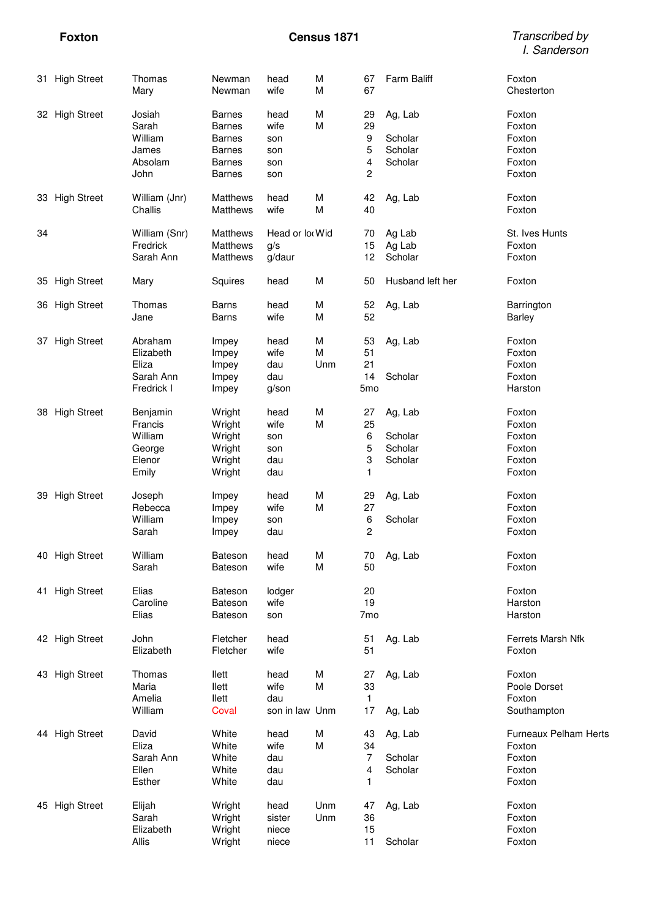**Foxton** | **Census 1871** | *Transcribed by I. Sanderson*

| No. | Address | Forename | Surname | Relation | Cond. | Age | Occupation | Birthplace |
|---|---|---|---|---|---|---|---|---|
| 31 | High Street | Thomas | Newman | head | M | 67 | Farm Baliff | Foxton |
| | | Mary | Newman | wife | M | 67 | | Chesterton |
| 32 | High Street | Josiah | Barnes | head | M | 29 | Ag, Lab | Foxton |
| | | Sarah | Barnes | wife | M | 29 | | Foxton |
| | | William | Barnes | son | | 9 | Scholar | Foxton |
| | | James | Barnes | son | | 5 | Scholar | Foxton |
| | | Absolam | Barnes | son | | 4 | Scholar | Foxton |
| | | John | Barnes | son | | 2 | | Foxton |
| 33 | High Street | William (Jnr) | Matthews | head | M | 42 | Ag, Lab | Foxton |
| | | Challis | Matthews | wife | M | 40 | | Foxton |
| 34 | | William (Snr) | Matthews | Head or lo | Wid | 70 | Ag Lab | St. Ives Hunts |
| | | Fredrick | Matthews | g/s | | 15 | Ag Lab | Foxton |
| | | Sarah Ann | Matthews | g/daur | | 12 | Scholar | Foxton |
| 35 | High Street | Mary | Squires | head | M | 50 | Husband left her | Foxton |
| 36 | High Street | Thomas | Barns | head | M | 52 | Ag, Lab | Barrington |
| | | Jane | Barns | wife | M | 52 | | Barley |
| 37 | High Street | Abraham | Impey | head | M | 53 | Ag, Lab | Foxton |
| | | Elizabeth | Impey | wife | M | 51 | | Foxton |
| | | Eliza | Impey | dau | Unm | 21 | | Foxton |
| | | Sarah Ann | Impey | dau | | 14 | Scholar | Foxton |
| | | Fredrick I | Impey | g/son | | 5mo | | Harston |
| 38 | High Street | Benjamin | Wright | head | M | 27 | Ag, Lab | Foxton |
| | | Francis | Wright | wife | M | 25 | | Foxton |
| | | William | Wright | son | | 6 | Scholar | Foxton |
| | | George | Wright | son | | 5 | Scholar | Foxton |
| | | Elenor | Wright | dau | | 3 | Scholar | Foxton |
| | | Emily | Wright | dau | | 1 | | Foxton |
| 39 | High Street | Joseph | Impey | head | M | 29 | Ag, Lab | Foxton |
| | | Rebecca | Impey | wife | M | 27 | | Foxton |
| | | William | Impey | son | | 6 | Scholar | Foxton |
| | | Sarah | Impey | dau | | 2 | | Foxton |
| 40 | High Street | William | Bateson | head | M | 70 | Ag, Lab | Foxton |
| | | Sarah | Bateson | wife | M | 50 | | Foxton |
| 41 | High Street | Elias | Bateson | lodger | | 20 | | Foxton |
| | | Caroline | Bateson | wife | | 19 | | Harston |
| | | Elias | Bateson | son | | 7mo | | Harston |
| 42 | High Street | John | Fletcher | head | | 51 | Ag. Lab | Ferrets Marsh Nfk |
| | | Elizabeth | Fletcher | wife | | 51 | | Foxton |
| 43 | High Street | Thomas | Ilett | head | M | 27 | Ag, Lab | Foxton |
| | | Maria | Ilett | wife | M | 33 | | Poole Dorset |
| | | Amelia | Ilett | dau | | 1 | | Foxton |
| | | William | Coval | son in law | Unm | 17 | Ag, Lab | Southampton |
| 44 | High Street | David | White | head | M | 43 | Ag, Lab | Furneaux Pelham Herts |
| | | Eliza | White | wife | M | 34 | | Foxton |
| | | Sarah Ann | White | dau | | 7 | Scholar | Foxton |
| | | Ellen | White | dau | | 4 | Scholar | Foxton |
| | | Esther | White | dau | | 1 | | Foxton |
| 45 | High Street | Elijah | Wright | head | Unm | 47 | Ag, Lab | Foxton |
| | | Sarah | Wright | sister | Unm | 36 | | Foxton |
| | | Elizabeth | Wright | niece | | 15 | | Foxton |
| | | Allis | Wright | niece | | 11 | Scholar | Foxton |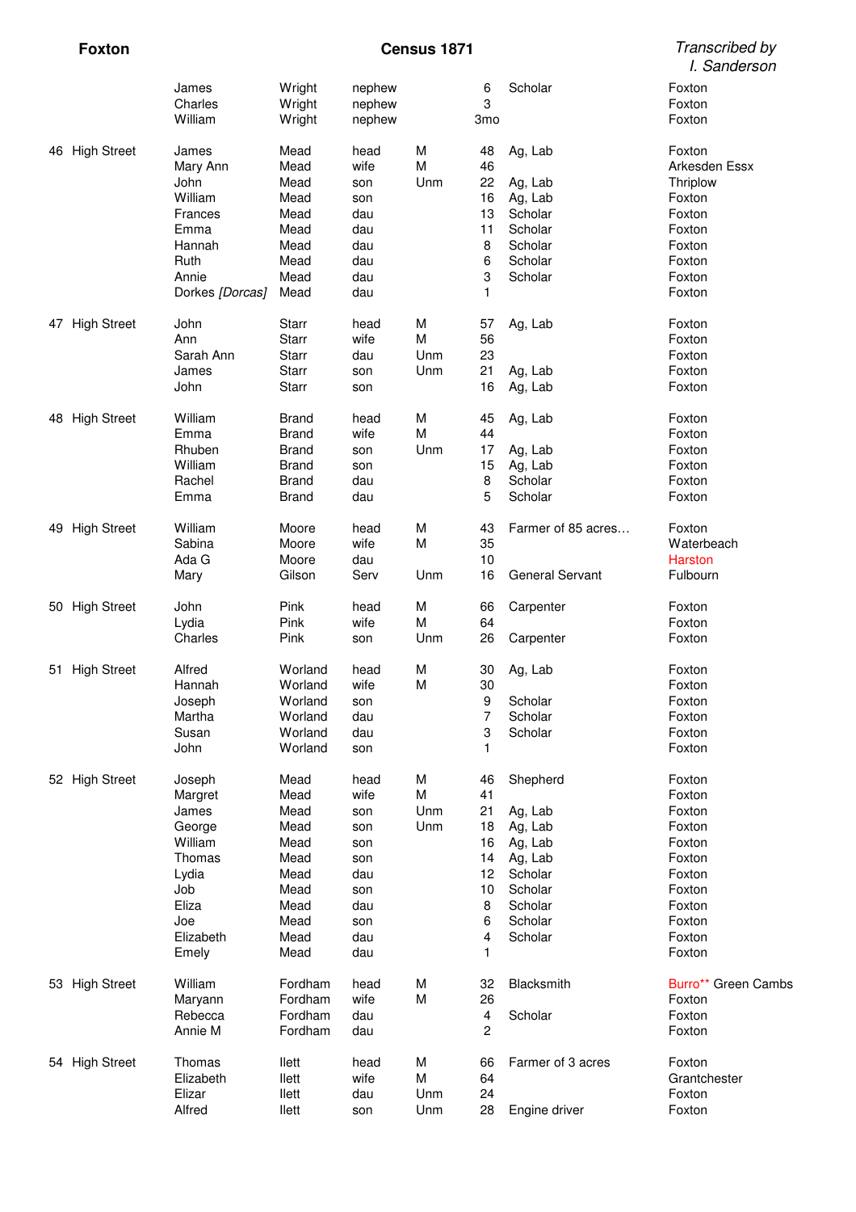| Address | First name | Surname | Relation | Status | Age | Occupation | Birthplace |
|---|---|---|---|---|---|---|---|
| | James | Wright | nephew | | 6 | Scholar | Foxton |
| | Charles | Wright | nephew | | 3 | | Foxton |
| | William | Wright | nephew | | 3mo | | Foxton |
| 46 High Street | James | Mead | head | M | 48 | Ag, Lab | Foxton |
| | Mary Ann | Mead | wife | M | 46 | | Arkesden Essx |
| | John | Mead | son | Unm | 22 | Ag, Lab | Thriplow |
| | William | Mead | son | | 16 | Ag, Lab | Foxton |
| | Frances | Mead | dau | | 13 | Scholar | Foxton |
| | Emma | Mead | dau | | 11 | Scholar | Foxton |
| | Hannah | Mead | dau | | 8 | Scholar | Foxton |
| | Ruth | Mead | dau | | 6 | Scholar | Foxton |
| | Annie | Mead | dau | | 3 | Scholar | Foxton |
| | Dorkes *[Dorcas]* | Mead | dau | | 1 | | Foxton |
| 47 High Street | John | Starr | head | M | 57 | Ag, Lab | Foxton |
| | Ann | Starr | wife | M | 56 | | Foxton |
| | Sarah Ann | Starr | dau | Unm | 23 | | Foxton |
| | James | Starr | son | Unm | 21 | Ag, Lab | Foxton |
| | John | Starr | son | | 16 | Ag, Lab | Foxton |
| 48 High Street | William | Brand | head | M | 45 | Ag, Lab | Foxton |
| | Emma | Brand | wife | M | 44 | | Foxton |
| | Rhuben | Brand | son | Unm | 17 | Ag, Lab | Foxton |
| | William | Brand | son | | 15 | Ag, Lab | Foxton |
| | Rachel | Brand | dau | | 8 | Scholar | Foxton |
| | Emma | Brand | dau | | 5 | Scholar | Foxton |
| 49 High Street | William | Moore | head | M | 43 | Farmer of 85 acres… | Foxton |
| | Sabina | Moore | wife | M | 35 | | Waterbeach |
| | Ada G | Moore | dau | | 10 | | Harston |
| | Mary | Gilson | Serv | Unm | 16 | General Servant | Fulbourn |
| 50 High Street | John | Pink | head | M | 66 | Carpenter | Foxton |
| | Lydia | Pink | wife | M | 64 | | Foxton |
| | Charles | Pink | son | Unm | 26 | Carpenter | Foxton |
| 51 High Street | Alfred | Worland | head | M | 30 | Ag, Lab | Foxton |
| | Hannah | Worland | wife | M | 30 | | Foxton |
| | Joseph | Worland | son | | 9 | Scholar | Foxton |
| | Martha | Worland | dau | | 7 | Scholar | Foxton |
| | Susan | Worland | dau | | 3 | Scholar | Foxton |
| | John | Worland | son | | 1 | | Foxton |
| 52 High Street | Joseph | Mead | head | M | 46 | Shepherd | Foxton |
| | Margret | Mead | wife | M | 41 | | Foxton |
| | James | Mead | son | Unm | 21 | Ag, Lab | Foxton |
| | George | Mead | son | Unm | 18 | Ag, Lab | Foxton |
| | William | Mead | son | | 16 | Ag, Lab | Foxton |
| | Thomas | Mead | son | | 14 | Ag, Lab | Foxton |
| | Lydia | Mead | dau | | 12 | Scholar | Foxton |
| | Job | Mead | son | | 10 | Scholar | Foxton |
| | Eliza | Mead | dau | | 8 | Scholar | Foxton |
| | Joe | Mead | son | | 6 | Scholar | Foxton |
| | Elizabeth | Mead | dau | | 4 | Scholar | Foxton |
| | Emely | Mead | dau | | 1 | | Foxton |
| 53 High Street | William | Fordham | head | M | 32 | Blacksmith | Burro** Green Cambs |
| | Maryann | Fordham | wife | M | 26 | | Foxton |
| | Rebecca | Fordham | dau | | 4 | Scholar | Foxton |
| | Annie M | Fordham | dau | | 2 | | Foxton |
| 54 High Street | Thomas | Ilett | head | M | 66 | Farmer of 3 acres | Foxton |
| | Elizabeth | Ilett | wife | M | 64 | | Grantchester |
| | Elizar | Ilett | dau | Unm | 24 | | Foxton |
| | Alfred | Ilett | son | Unm | 28 | Engine driver | Foxton |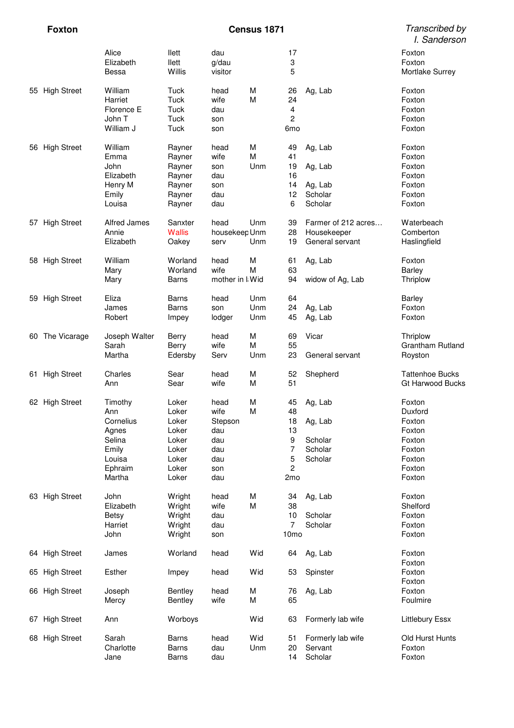| Foxton | | | Census 1871 | | | | *Transcribed by I. Sanderson* |
|---|---|---|---|---|---|---|---|
| | Alice | Ilett | dau | | 17 | | Foxton |
| | Elizabeth | Ilett | g/dau | | 3 | | Foxton |
| | Bessa | Willis | visitor | | 5 | | Mortlake Surrey |
| 55 High Street | William | Tuck | head | M | 26 | Ag, Lab | Foxton |
| | Harriet | Tuck | wife | M | 24 | | Foxton |
| | Florence E | Tuck | dau | | 4 | | Foxton |
| | John T | Tuck | son | | 2 | | Foxton |
| | William J | Tuck | son | | 6mo | | Foxton |
| 56 High Street | William | Rayner | head | M | 49 | Ag, Lab | Foxton |
| | Emma | Rayner | wife | M | 41 | | Foxton |
| | John | Rayner | son | Unm | 19 | Ag, Lab | Foxton |
| | Elizabeth | Rayner | dau | | 16 | | Foxton |
| | Henry M | Rayner | son | | 14 | Ag, Lab | Foxton |
| | Emily | Rayner | dau | | 12 | Scholar | Foxton |
| | Louisa | Rayner | dau | | 6 | Scholar | Foxton |
| 57 High Street | Alfred James | Sanxter | head | Unm | 39 | Farmer of 212 acres… | Waterbeach |
| | Annie | Wallis | housekeep | Unm | 28 | Housekeeper | Comberton |
| | Elizabeth | Oakey | serv | Unm | 19 | General servant | Haslingfield |
| 58 High Street | William | Worland | head | M | 61 | Ag, Lab | Foxton |
| | Mary | Worland | wife | M | 63 | | Barley |
| | Mary | Barns | mother in l | Wid | 94 | widow of Ag, Lab | Thriplow |
| 59 High Street | Eliza | Barns | head | Unm | 64 | | Barley |
| | James | Barns | son | Unm | 24 | Ag, Lab | Foxton |
| | Robert | Impey | lodger | Unm | 45 | Ag, Lab | Foxton |
| 60 The Vicarage | Joseph Walter | Berry | head | M | 69 | Vicar | Thriplow |
| | Sarah | Berry | wife | M | 55 | | Grantham Rutland |
| | Martha | Edersby | Serv | Unm | 23 | General servant | Royston |
| 61 High Street | Charles | Sear | head | M | 52 | Shepherd | Tattenhoe Bucks |
| | Ann | Sear | wife | M | 51 | | Gt Harwood Bucks |
| 62 High Street | Timothy | Loker | head | M | 45 | Ag, Lab | Foxton |
| | Ann | Loker | wife | M | 48 | | Duxford |
| | Cornelius | Loker | Stepson | | 18 | Ag, Lab | Foxton |
| | Agnes | Loker | dau | | 13 | | Foxton |
| | Selina | Loker | dau | | 9 | Scholar | Foxton |
| | Emily | Loker | dau | | 7 | Scholar | Foxton |
| | Louisa | Loker | dau | | 5 | Scholar | Foxton |
| | Ephraim | Loker | son | | 2 | | Foxton |
| | Martha | Loker | dau | | 2mo | | Foxton |
| 63 High Street | John | Wright | head | M | 34 | Ag, Lab | Foxton |
| | Elizabeth | Wright | wife | M | 38 | | Shelford |
| | Betsy | Wright | dau | | 10 | Scholar | Foxton |
| | Harriet | Wright | dau | | 7 | Scholar | Foxton |
| | John | Wright | son | | 10mo | | Foxton |
| 64 High Street | James | Worland | head | Wid | 64 | Ag, Lab | Foxton |
| | | | | | | | Foxton |
| 65 High Street | Esther | Impey | head | Wid | 53 | Spinster | Foxton |
| | | | | | | | Foxton |
| 66 High Street | Joseph | Bentley | head | M | 76 | Ag, Lab | Foxton |
| | Mercy | Bentley | wife | M | 65 | | Foulmire |
| 67 High Street | Ann | Worboys | | Wid | 63 | Formerly lab wife | Littlebury Essx |
| 68 High Street | Sarah | Barns | head | Wid | 51 | Formerly lab wife | Old Hurst Hunts |
| | Charlotte | Barns | dau | Unm | 20 | Servant | Foxton |
| | Jane | Barns | dau | | 14 | Scholar | Foxton |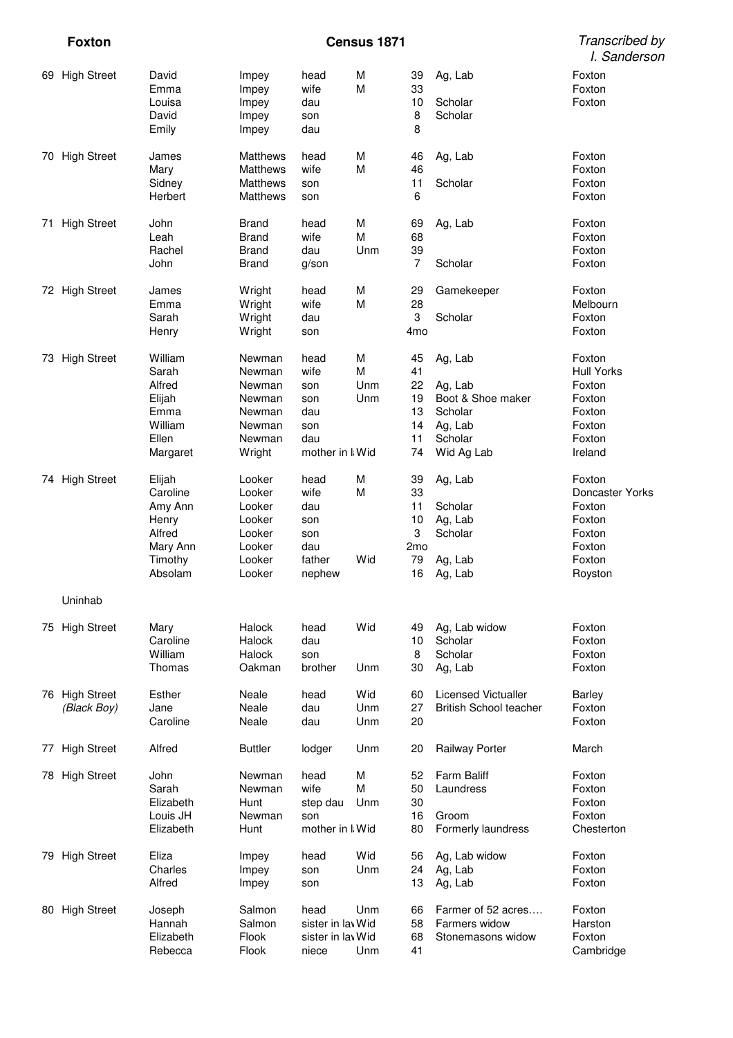**Foxton** **Census 1871** *Transcribed by I. Sanderson*

| No. | Address | First name | Surname | Relation | Cond | Age | Occupation | Birthplace |
|---|---|---|---|---|---|---|---|---|
| 69 | High Street | David | Impey | head | M | 39 | Ag, Lab | Foxton |
| | | Emma | Impey | wife | M | 33 | | Foxton |
| | | Louisa | Impey | dau | | 10 | Scholar | Foxton |
| | | David | Impey | son | | 8 | Scholar | |
| | | Emily | Impey | dau | | 8 | | |
| 70 | High Street | James | Matthews | head | M | 46 | Ag, Lab | Foxton |
| | | Mary | Matthews | wife | M | 46 | | Foxton |
| | | Sidney | Matthews | son | | 11 | Scholar | Foxton |
| | | Herbert | Matthews | son | | 6 | | Foxton |
| 71 | High Street | John | Brand | head | M | 69 | Ag, Lab | Foxton |
| | | Leah | Brand | wife | M | 68 | | Foxton |
| | | Rachel | Brand | dau | Unm | 39 | | Foxton |
| | | John | Brand | g/son | | 7 | Scholar | Foxton |
| 72 | High Street | James | Wright | head | M | 29 | Gamekeeper | Foxton |
| | | Emma | Wright | wife | M | 28 | | Melbourn |
| | | Sarah | Wright | dau | | 3 | Scholar | Foxton |
| | | Henry | Wright | son | | 4mo | | Foxton |
| 73 | High Street | William | Newman | head | M | 45 | Ag, Lab | Foxton |
| | | Sarah | Newman | wife | M | 41 | | Hull Yorks |
| | | Alfred | Newman | son | Unm | 22 | Ag, Lab | Foxton |
| | | Elijah | Newman | son | Unm | 19 | Boot & Shoe maker | Foxton |
| | | Emma | Newman | dau | | 13 | Scholar | Foxton |
| | | William | Newman | son | | 14 | Ag, Lab | Foxton |
| | | Ellen | Newman | dau | | 11 | Scholar | Foxton |
| | | Margaret | Wright | mother in l | Wid | 74 | Wid Ag Lab | Ireland |
| 74 | High Street | Elijah | Looker | head | M | 39 | Ag, Lab | Foxton |
| | | Caroline | Looker | wife | M | 33 | | Doncaster Yorks |
| | | Amy Ann | Looker | dau | | 11 | Scholar | Foxton |
| | | Henry | Looker | son | | 10 | Ag, Lab | Foxton |
| | | Alfred | Looker | son | | 3 | Scholar | Foxton |
| | | Mary Ann | Looker | dau | | 2mo | | Foxton |
| | | Timothy | Looker | father | Wid | 79 | Ag, Lab | Foxton |
| | | Absolam | Looker | nephew | | 16 | Ag, Lab | Royston |
| | Uninhab | | | | | | | |
| 75 | High Street | Mary | Halock | head | Wid | 49 | Ag, Lab widow | Foxton |
| | | Caroline | Halock | dau | | 10 | Scholar | Foxton |
| | | William | Halock | son | | 8 | Scholar | Foxton |
| | | Thomas | Oakman | brother | Unm | 30 | Ag, Lab | Foxton |
| 76 | High Street (Black Boy) | Esther | Neale | head | Wid | 60 | Licensed Victualler | Barley |
| | | Jane | Neale | dau | Unm | 27 | British School teacher | Foxton |
| | | Caroline | Neale | dau | Unm | 20 | | Foxton |
| 77 | High Street | Alfred | Buttler | lodger | Unm | 20 | Railway Porter | March |
| 78 | High Street | John | Newman | head | M | 52 | Farm Baliff | Foxton |
| | | Sarah | Newman | wife | M | 50 | Laundress | Foxton |
| | | Elizabeth | Hunt | step dau | Unm | 30 | | Foxton |
| | | Louis JH | Newman | son | | 16 | Groom | Foxton |
| | | Elizabeth | Hunt | mother in l | Wid | 80 | Formerly laundress | Chesterton |
| 79 | High Street | Eliza | Impey | head | Wid | 56 | Ag, Lab widow | Foxton |
| | | Charles | Impey | son | Unm | 24 | Ag, Lab | Foxton |
| | | Alfred | Impey | son | | 13 | Ag, Lab | Foxton |
| 80 | High Street | Joseph | Salmon | head | Unm | 66 | Farmer of 52 acres…. | Foxton |
| | | Hannah | Salmon | sister in lav | Wid | 58 | Farmers widow | Harston |
| | | Elizabeth | Flook | sister in lav | Wid | 68 | Stonemasons widow | Foxton |
| | | Rebecca | Flook | niece | Unm | 41 | | Cambridge |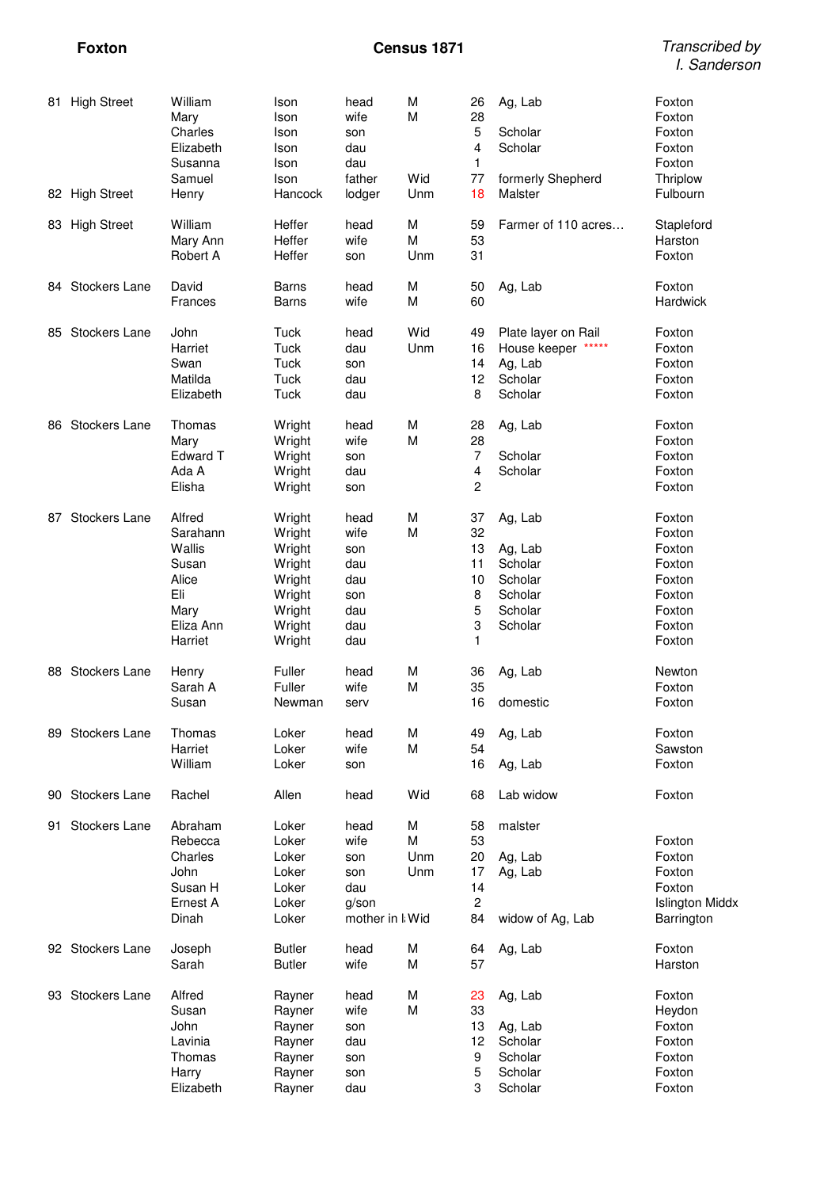**Foxton** **Census 1871** *Transcribed by I. Sanderson*

| No. | Address | Forename | Surname | Relation | Condition | Age | Occupation | Birthplace |
|---|---|---|---|---|---|---|---|---|
| 81 | High Street | William | Ison | head | M | 26 | Ag, Lab | Foxton |
| | | Mary | Ison | wife | M | 28 | | Foxton |
| | | Charles | Ison | son | | 5 | Scholar | Foxton |
| | | Elizabeth | Ison | dau | | 4 | Scholar | Foxton |
| | | Susanna | Ison | dau | | 1 | | Foxton |
| | | Samuel | Ison | father | Wid | 77 | formerly Shepherd | Thriplow |
| 82 | High Street | Henry | Hancock | lodger | Unm | 18 | Malster | Fulbourn |
| 83 | High Street | William | Heffer | head | M | 59 | Farmer of 110 acres… | Stapleford |
| | | Mary Ann | Heffer | wife | M | 53 | | Harston |
| | | Robert A | Heffer | son | Unm | 31 | | Foxton |
| 84 | Stockers Lane | David | Barns | head | M | 50 | Ag, Lab | Foxton |
| | | Frances | Barns | wife | M | 60 | | Hardwick |
| 85 | Stockers Lane | John | Tuck | head | Wid | 49 | Plate layer on Rail | Foxton |
| | | Harriet | Tuck | dau | Unm | 16 | House keeper ***** | Foxton |
| | | Swan | Tuck | son | | 14 | Ag, Lab | Foxton |
| | | Matilda | Tuck | dau | | 12 | Scholar | Foxton |
| | | Elizabeth | Tuck | dau | | 8 | Scholar | Foxton |
| 86 | Stockers Lane | Thomas | Wright | head | M | 28 | Ag, Lab | Foxton |
| | | Mary | Wright | wife | M | 28 | | Foxton |
| | | Edward T | Wright | son | | 7 | Scholar | Foxton |
| | | Ada A | Wright | dau | | 4 | Scholar | Foxton |
| | | Elisha | Wright | son | | 2 | | Foxton |
| 87 | Stockers Lane | Alfred | Wright | head | M | 37 | Ag, Lab | Foxton |
| | | Sarahann | Wright | wife | M | 32 | | Foxton |
| | | Wallis | Wright | son | | 13 | Ag, Lab | Foxton |
| | | Susan | Wright | dau | | 11 | Scholar | Foxton |
| | | Alice | Wright | dau | | 10 | Scholar | Foxton |
| | | Eli | Wright | son | | 8 | Scholar | Foxton |
| | | Mary | Wright | dau | | 5 | Scholar | Foxton |
| | | Eliza Ann | Wright | dau | | 3 | Scholar | Foxton |
| | | Harriet | Wright | dau | | 1 | | Foxton |
| 88 | Stockers Lane | Henry | Fuller | head | M | 36 | Ag, Lab | Newton |
| | | Sarah A | Fuller | wife | M | 35 | | Foxton |
| | | Susan | Newman | serv | | 16 | domestic | Foxton |
| 89 | Stockers Lane | Thomas | Loker | head | M | 49 | Ag, Lab | Foxton |
| | | Harriet | Loker | wife | M | 54 | | Sawston |
| | | William | Loker | son | | 16 | Ag, Lab | Foxton |
| 90 | Stockers Lane | Rachel | Allen | head | Wid | 68 | Lab widow | Foxton |
| 91 | Stockers Lane | Abraham | Loker | head | M | 58 | malster | |
| | | Rebecca | Loker | wife | M | 53 | | Foxton |
| | | Charles | Loker | son | Unm | 20 | Ag, Lab | Foxton |
| | | John | Loker | son | Unm | 17 | Ag, Lab | Foxton |
| | | Susan H | Loker | dau | | 14 | | Foxton |
| | | Ernest A | Loker | g/son | | 2 | | Islington Middx |
| | | Dinah | Loker | mother in l | Wid | 84 | widow of Ag, Lab | Barrington |
| 92 | Stockers Lane | Joseph | Butler | head | M | 64 | Ag, Lab | Foxton |
| | | Sarah | Butler | wife | M | 57 | | Harston |
| 93 | Stockers Lane | Alfred | Rayner | head | M | 23 | Ag, Lab | Foxton |
| | | Susan | Rayner | wife | M | 33 | | Heydon |
| | | John | Rayner | son | | 13 | Ag, Lab | Foxton |
| | | Lavinia | Rayner | dau | | 12 | Scholar | Foxton |
| | | Thomas | Rayner | son | | 9 | Scholar | Foxton |
| | | Harry | Rayner | son | | 5 | Scholar | Foxton |
| | | Elizabeth | Rayner | dau | | 3 | Scholar | Foxton |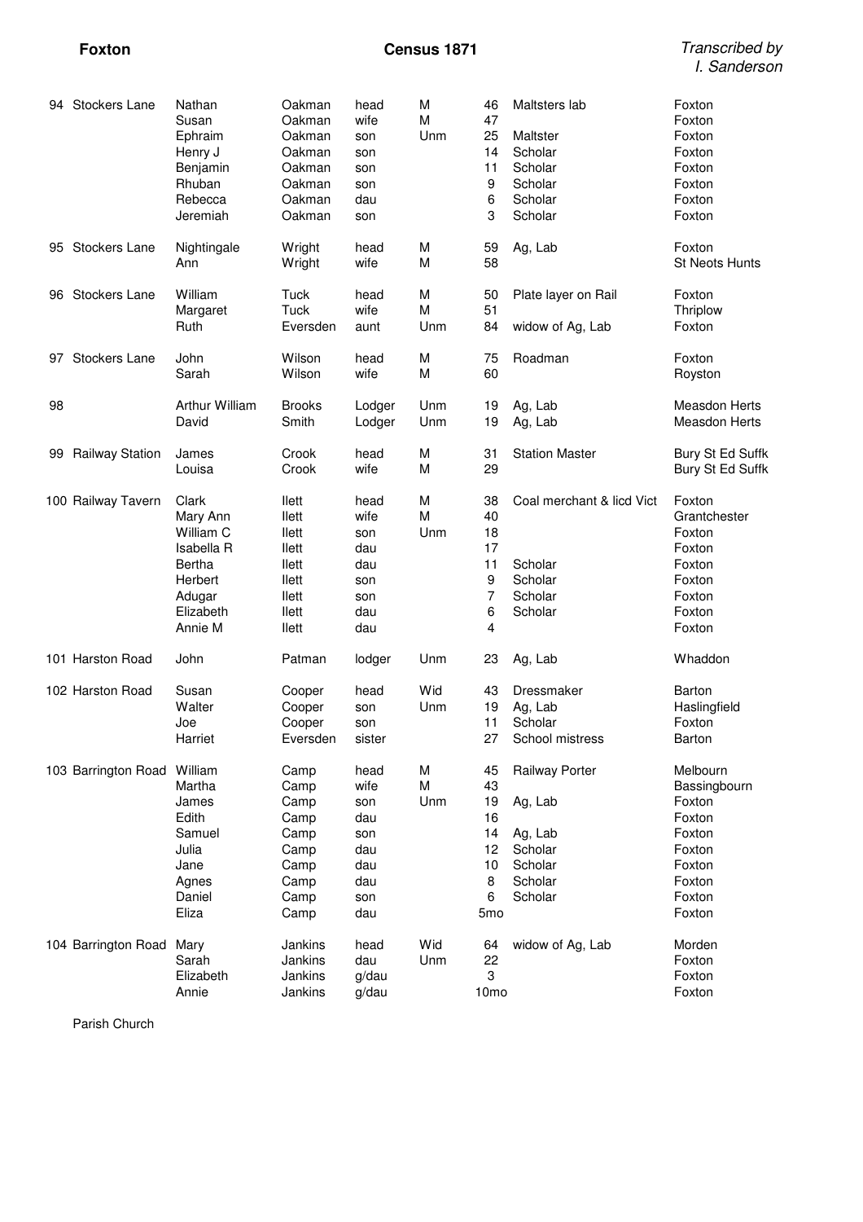**Foxton** **Census 1871** *Transcribed by I. Sanderson*

| | | | | | | | | |
|---|---|---|---|---|---|---|---|---|
| 94 | Stockers Lane | Nathan | Oakman | head | M | 46 | Maltsters lab | Foxton |
| | | Susan | Oakman | wife | M | 47 | | Foxton |
| | | Ephraim | Oakman | son | Unm | 25 | Maltster | Foxton |
| | | Henry J | Oakman | son | | 14 | Scholar | Foxton |
| | | Benjamin | Oakman | son | | 11 | Scholar | Foxton |
| | | Rhuban | Oakman | son | | 9 | Scholar | Foxton |
| | | Rebecca | Oakman | dau | | 6 | Scholar | Foxton |
| | | Jeremiah | Oakman | son | | 3 | Scholar | Foxton |
| 95 | Stockers Lane | Nightingale | Wright | head | M | 59 | Ag, Lab | Foxton |
| | | Ann | Wright | wife | M | 58 | | St Neots Hunts |
| 96 | Stockers Lane | William | Tuck | head | M | 50 | Plate layer on Rail | Foxton |
| | | Margaret | Tuck | wife | M | 51 | | Thriplow |
| | | Ruth | Eversden | aunt | Unm | 84 | widow of Ag, Lab | Foxton |
| 97 | Stockers Lane | John | Wilson | head | M | 75 | Roadman | Foxton |
| | | Sarah | Wilson | wife | M | 60 | | Royston |
| 98 | | Arthur William | Brooks | Lodger | Unm | 19 | Ag, Lab | Measdon Herts |
| | | David | Smith | Lodger | Unm | 19 | Ag, Lab | Measdon Herts |
| 99 | Railway Station | James | Crook | head | M | 31 | Station Master | Bury St Ed Suffk |
| | | Louisa | Crook | wife | M | 29 | | Bury St Ed Suffk |
| 100 | Railway Tavern | Clark | Ilett | head | M | 38 | Coal merchant & licd Vict | Foxton |
| | | Mary Ann | Ilett | wife | M | 40 | | Grantchester |
| | | William C | Ilett | son | Unm | 18 | | Foxton |
| | | Isabella R | Ilett | dau | | 17 | | Foxton |
| | | Bertha | Ilett | dau | | 11 | Scholar | Foxton |
| | | Herbert | Ilett | son | | 9 | Scholar | Foxton |
| | | Adugar | Ilett | son | | 7 | Scholar | Foxton |
| | | Elizabeth | Ilett | dau | | 6 | Scholar | Foxton |
| | | Annie M | Ilett | dau | | 4 | | Foxton |
| 101 | Harston Road | John | Patman | lodger | Unm | 23 | Ag, Lab | Whaddon |
| 102 | Harston Road | Susan | Cooper | head | Wid | 43 | Dressmaker | Barton |
| | | Walter | Cooper | son | Unm | 19 | Ag, Lab | Haslingfield |
| | | Joe | Cooper | son | | 11 | Scholar | Foxton |
| | | Harriet | Eversden | sister | | 27 | School mistress | Barton |
| 103 | Barrington Road | William | Camp | head | M | 45 | Railway Porter | Melbourn |
| | | Martha | Camp | wife | M | 43 | | Bassingbourn |
| | | James | Camp | son | Unm | 19 | Ag, Lab | Foxton |
| | | Edith | Camp | dau | | 16 | | Foxton |
| | | Samuel | Camp | son | | 14 | Ag, Lab | Foxton |
| | | Julia | Camp | dau | | 12 | Scholar | Foxton |
| | | Jane | Camp | dau | | 10 | Scholar | Foxton |
| | | Agnes | Camp | dau | | 8 | Scholar | Foxton |
| | | Daniel | Camp | son | | 6 | Scholar | Foxton |
| | | Eliza | Camp | dau | | 5mo | | Foxton |
| 104 | Barrington Road | Mary | Jankins | head | Wid | 64 | widow of Ag, Lab | Morden |
| | | Sarah | Jankins | dau | Unm | 22 | | Foxton |
| | | Elizabeth | Jankins | g/dau | | 3 | | Foxton |
| | | Annie | Jankins | g/dau | | 10mo | | Foxton |

Parish Church